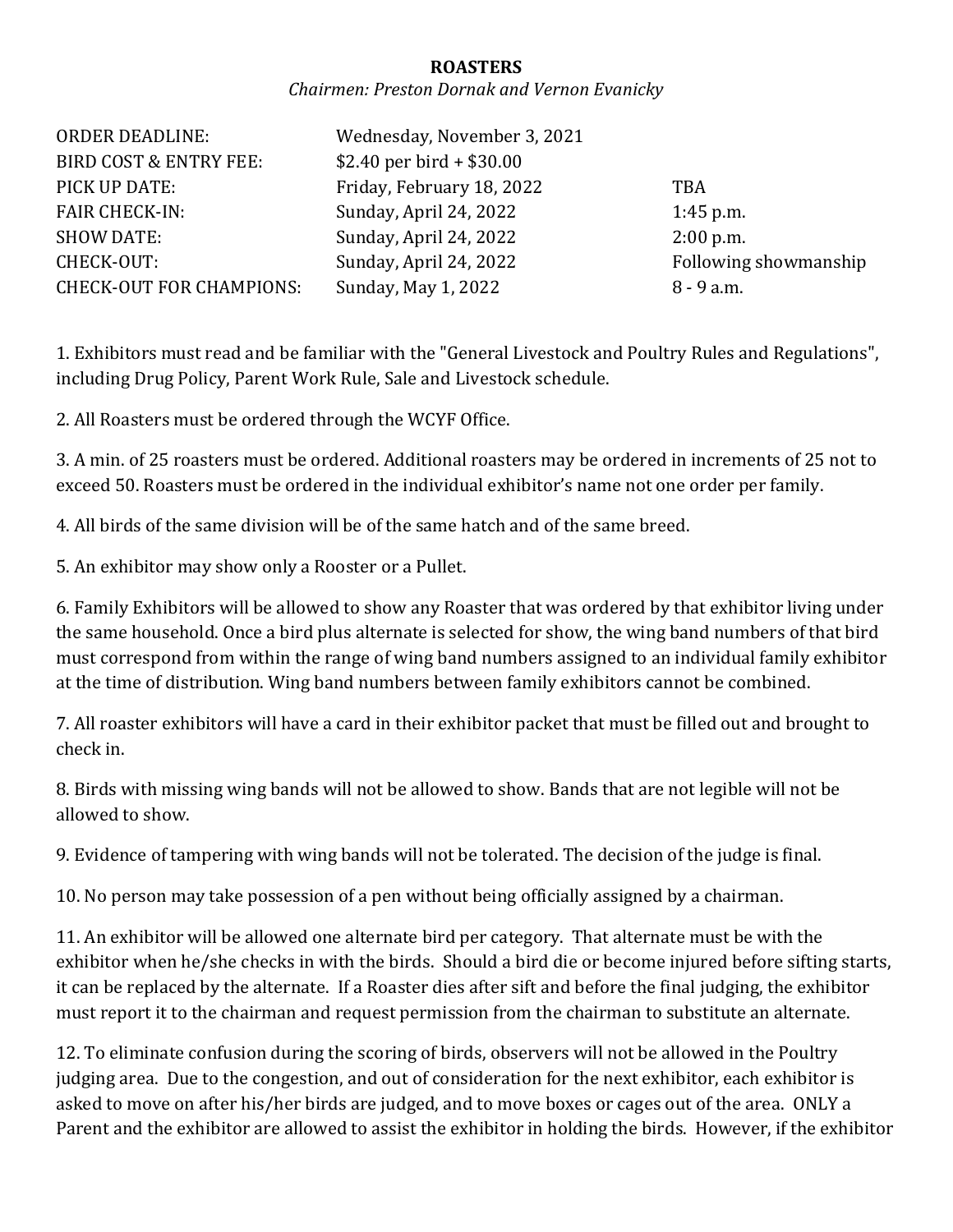# ROASTERS

*Chairmen: Preston Dornak and Vernon Evanicky*

| | | |
|---|---|---|
| ORDER DEADLINE: | Wednesday, November 3, 2021 | |
| BIRD COST & ENTRY FEE: | $2.40 per bird + $30.00 | |
| PICK UP DATE: | Friday, February 18, 2022 | TBA |
| FAIR CHECK-IN: | Sunday, April 24, 2022 | 1:45 p.m. |
| SHOW DATE: | Sunday, April 24, 2022 | 2:00 p.m. |
| CHECK-OUT: | Sunday, April 24, 2022 | Following showmanship |
| CHECK-OUT FOR CHAMPIONS: | Sunday, May 1, 2022 | 8 - 9 a.m. |

1. Exhibitors must read and be familiar with the "General Livestock and Poultry Rules and Regulations", including Drug Policy, Parent Work Rule, Sale and Livestock schedule.

2. All Roasters must be ordered through the WCYF Office.

3. A min. of 25 roasters must be ordered. Additional roasters may be ordered in increments of 25 not to exceed 50. Roasters must be ordered in the individual exhibitor's name not one order per family.

4. All birds of the same division will be of the same hatch and of the same breed.

5. An exhibitor may show only a Rooster or a Pullet.

6. Family Exhibitors will be allowed to show any Roaster that was ordered by that exhibitor living under the same household. Once a bird plus alternate is selected for show, the wing band numbers of that bird must correspond from within the range of wing band numbers assigned to an individual family exhibitor at the time of distribution. Wing band numbers between family exhibitors cannot be combined.

7. All roaster exhibitors will have a card in their exhibitor packet that must be filled out and brought to check in.

8. Birds with missing wing bands will not be allowed to show. Bands that are not legible will not be allowed to show.

9. Evidence of tampering with wing bands will not be tolerated. The decision of the judge is final.

10. No person may take possession of a pen without being officially assigned by a chairman.

11. An exhibitor will be allowed one alternate bird per category. That alternate must be with the exhibitor when he/she checks in with the birds. Should a bird die or become injured before sifting starts, it can be replaced by the alternate. If a Roaster dies after sift and before the final judging, the exhibitor must report it to the chairman and request permission from the chairman to substitute an alternate.

12. To eliminate confusion during the scoring of birds, observers will not be allowed in the Poultry judging area. Due to the congestion, and out of consideration for the next exhibitor, each exhibitor is asked to move on after his/her birds are judged, and to move boxes or cages out of the area. ONLY a Parent and the exhibitor are allowed to assist the exhibitor in holding the birds. However, if the exhibitor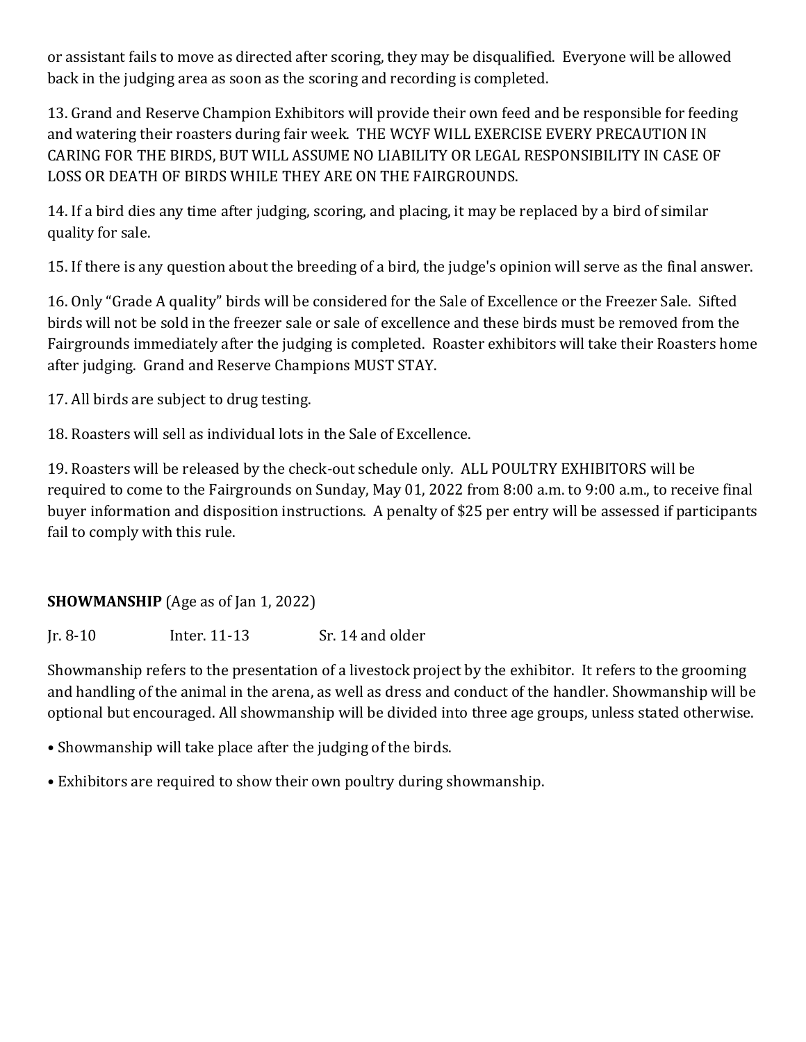or assistant fails to move as directed after scoring, they may be disqualified. Everyone will be allowed back in the judging area as soon as the scoring and recording is completed.

13. Grand and Reserve Champion Exhibitors will provide their own feed and be responsible for feeding and watering their roasters during fair week. THE WCYF WILL EXERCISE EVERY PRECAUTION IN CARING FOR THE BIRDS, BUT WILL ASSUME NO LIABILITY OR LEGAL RESPONSIBILITY IN CASE OF LOSS OR DEATH OF BIRDS WHILE THEY ARE ON THE FAIRGROUNDS.

14. If a bird dies any time after judging, scoring, and placing, it may be replaced by a bird of similar quality for sale.

15. If there is any question about the breeding of a bird, the judge's opinion will serve as the final answer.

16. Only "Grade A quality" birds will be considered for the Sale of Excellence or the Freezer Sale. Sifted birds will not be sold in the freezer sale or sale of excellence and these birds must be removed from the Fairgrounds immediately after the judging is completed. Roaster exhibitors will take their Roasters home after judging. Grand and Reserve Champions MUST STAY.

17. All birds are subject to drug testing.

18. Roasters will sell as individual lots in the Sale of Excellence.

19. Roasters will be released by the check-out schedule only. ALL POULTRY EXHIBITORS will be required to come to the Fairgrounds on Sunday, May 01, 2022 from 8:00 a.m. to 9:00 a.m., to receive final buyer information and disposition instructions. A penalty of $25 per entry will be assessed if participants fail to comply with this rule.

**SHOWMANSHIP** (Age as of Jan 1, 2022)

Jr. 8-10 Inter. 11-13 Sr. 14 and older

Showmanship refers to the presentation of a livestock project by the exhibitor. It refers to the grooming and handling of the animal in the arena, as well as dress and conduct of the handler. Showmanship will be optional but encouraged. All showmanship will be divided into three age groups, unless stated otherwise.

- Showmanship will take place after the judging of the birds.
- Exhibitors are required to show their own poultry during showmanship.